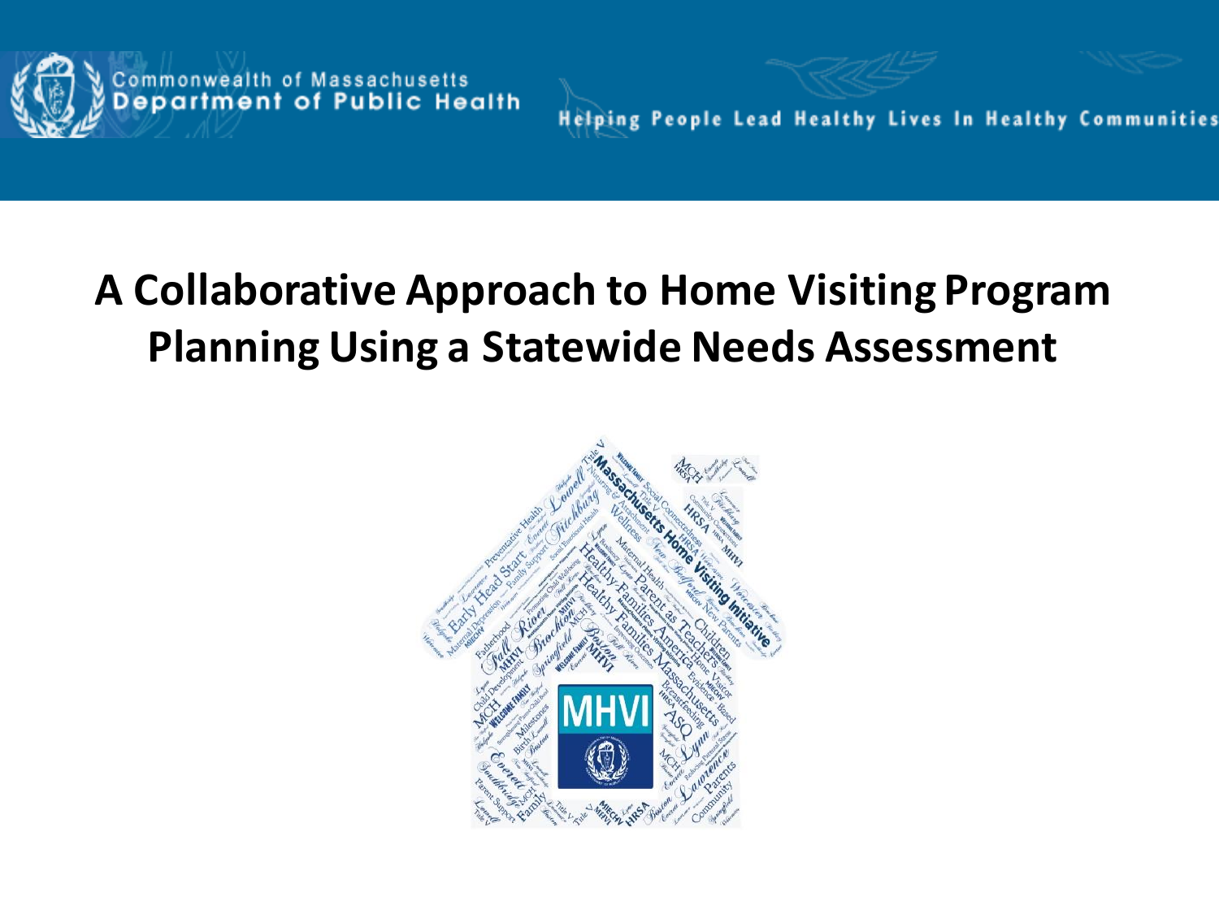Commonwealth of Massachusetts
Department of Public Health

Helping People Lead Healthy Lives In Healthy Communities

# A Collaborative Approach to Home Visiting Program Planning Using a Statewide Needs Assessment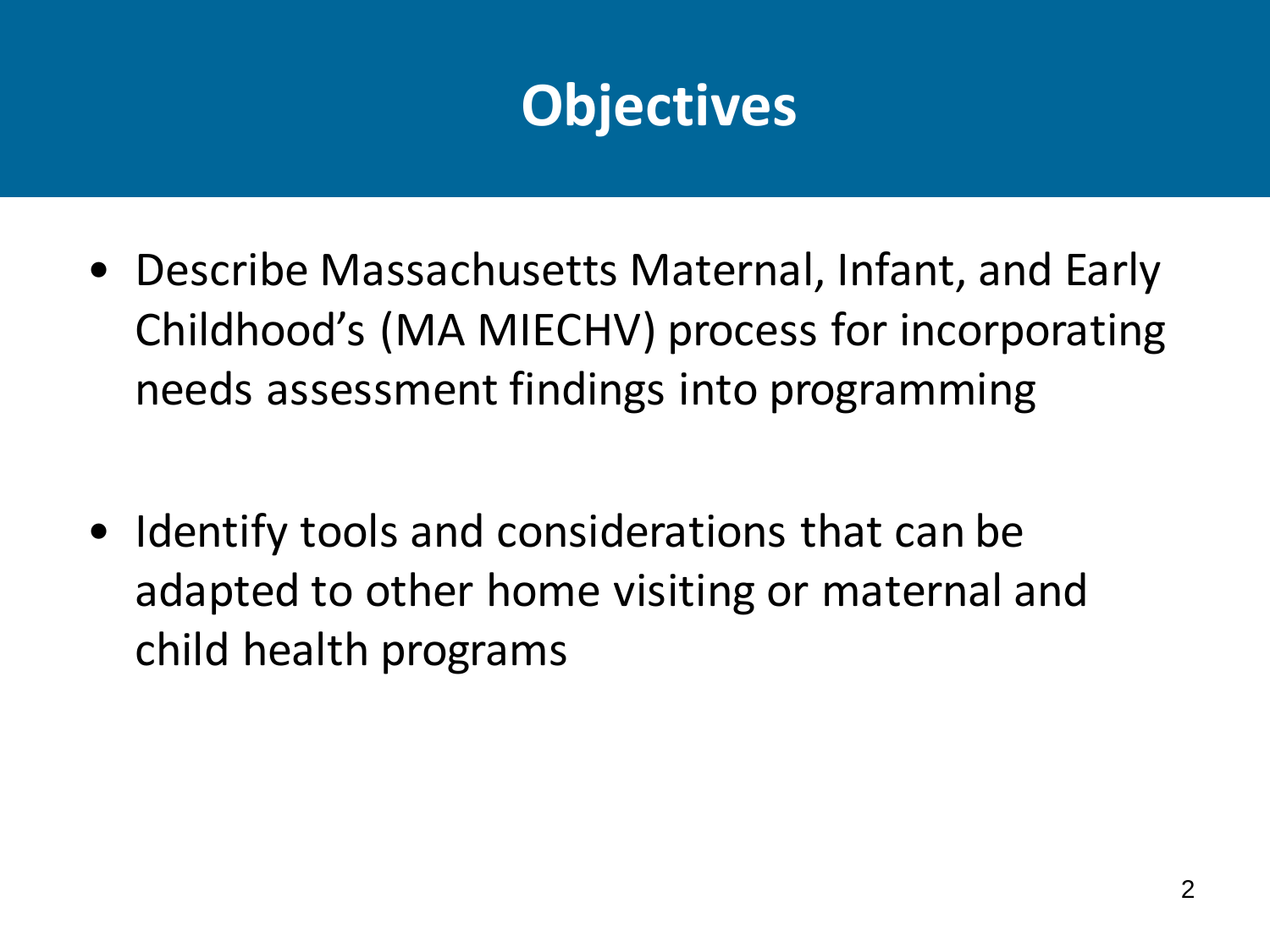# Objectives

- Describe Massachusetts Maternal, Infant, and Early Childhood's (MA MIECHV) process for incorporating needs assessment findings into programming

- Identify tools and considerations that can be adapted to other home visiting or maternal and child health programs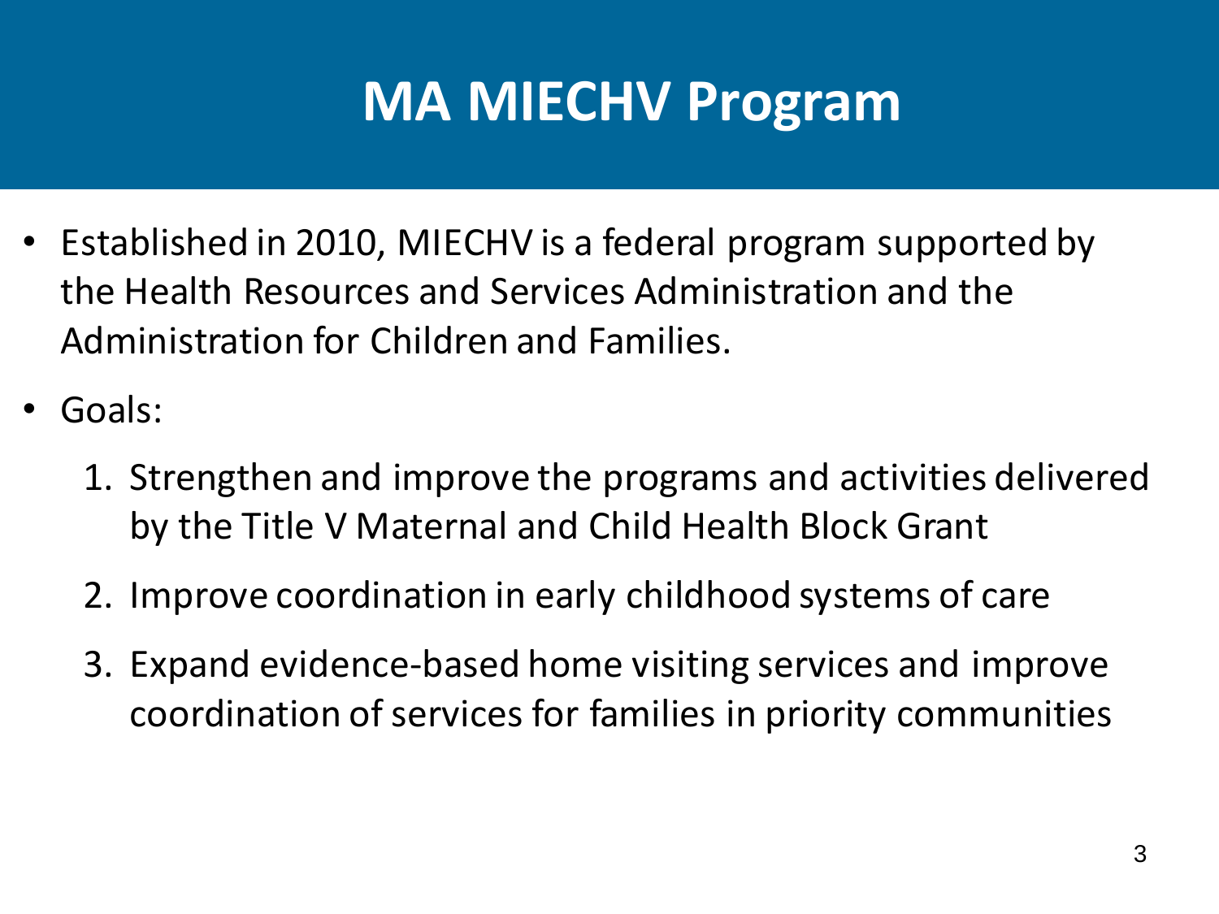# MA MIECHV Program

- Established in 2010, MIECHV is a federal program supported by the Health Resources and Services Administration and the Administration for Children and Families.
- Goals:
  1. Strengthen and improve the programs and activities delivered by the Title V Maternal and Child Health Block Grant
  2. Improve coordination in early childhood systems of care
  3. Expand evidence-based home visiting services and improve coordination of services for families in priority communities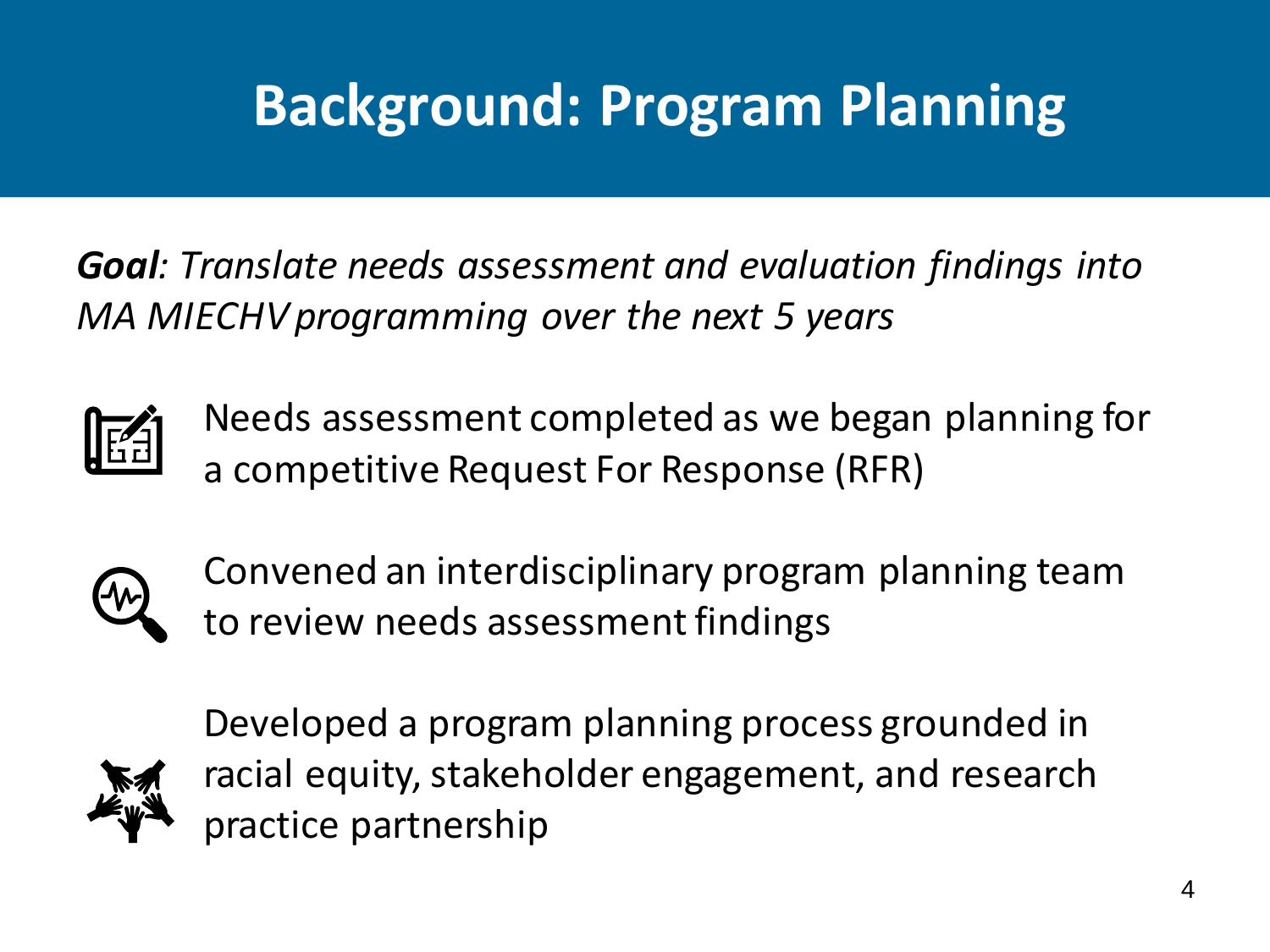# Background: Program Planning

***Goal**: Translate needs assessment and evaluation findings into MA MIECHV programming over the next 5 years*

- Needs assessment completed as we began planning for a competitive Request For Response (RFR)
- Convened an interdisciplinary program planning team to review needs assessment findings
- Developed a program planning process grounded in racial equity, stakeholder engagement, and research practice partnership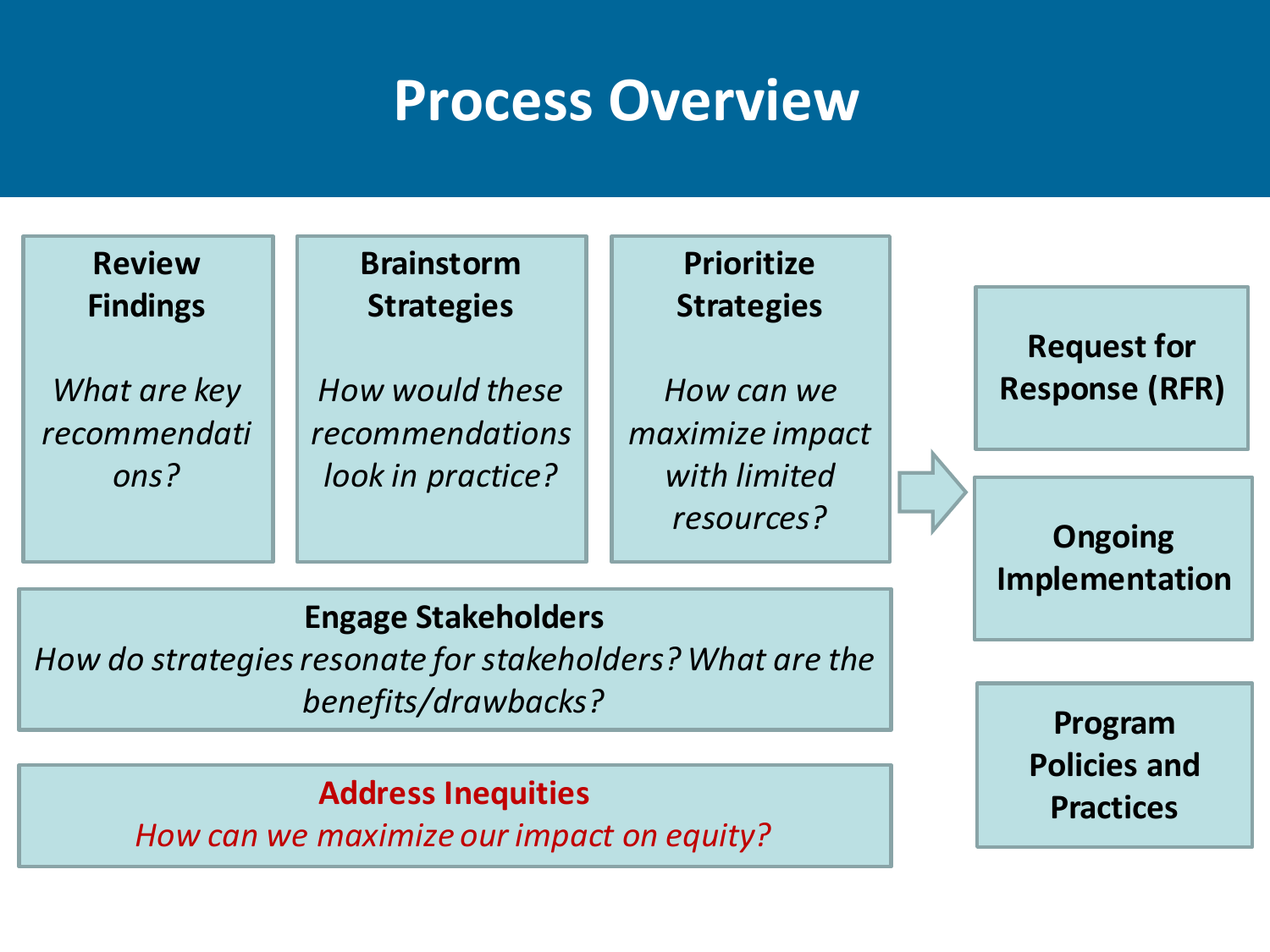# Process Overview

**Review Findings**

*What are key recommendations?*

**Brainstorm Strategies**

*How would these recommendations look in practice?*

**Prioritize Strategies**

*How can we maximize impact with limited resources?*

**Engage Stakeholders**

*How do strategies resonate for stakeholders? What are the benefits/drawbacks?*

**Address Inequities**

*How can we maximize our impact on equity?*

**Request for Response (RFR)**

**Ongoing Implementation**

**Program Policies and Practices**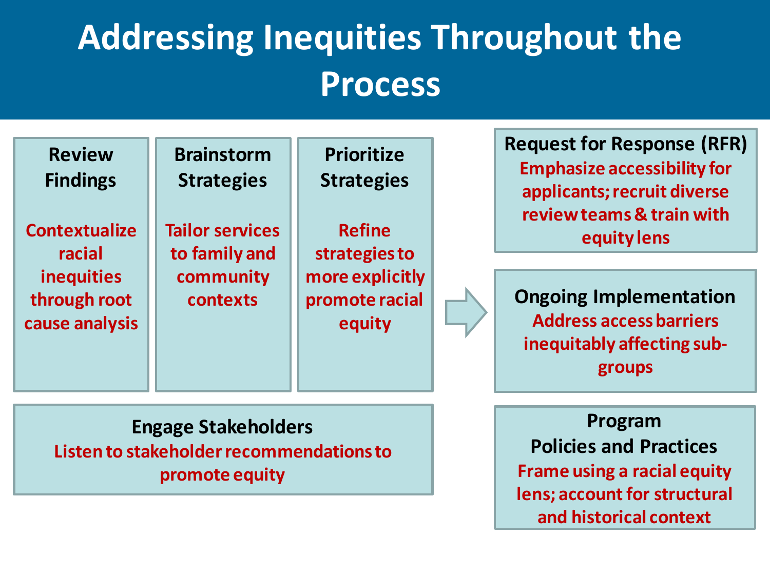# Addressing Inequities Throughout the Process

**Review Findings**
Contextualize racial inequities through root cause analysis

**Brainstorm Strategies**
Tailor services to family and community contexts

**Prioritize Strategies**
Refine strategies to more explicitly promote racial equity

**Engage Stakeholders**
Listen to stakeholder recommendations to promote equity

**Request for Response (RFR)**
Emphasize accessibility for applicants; recruit diverse review teams & train with equity lens

**Ongoing Implementation**
Address access barriers inequitably affecting sub-groups

**Program Policies and Practices**
Frame using a racial equity lens; account for structural and historical context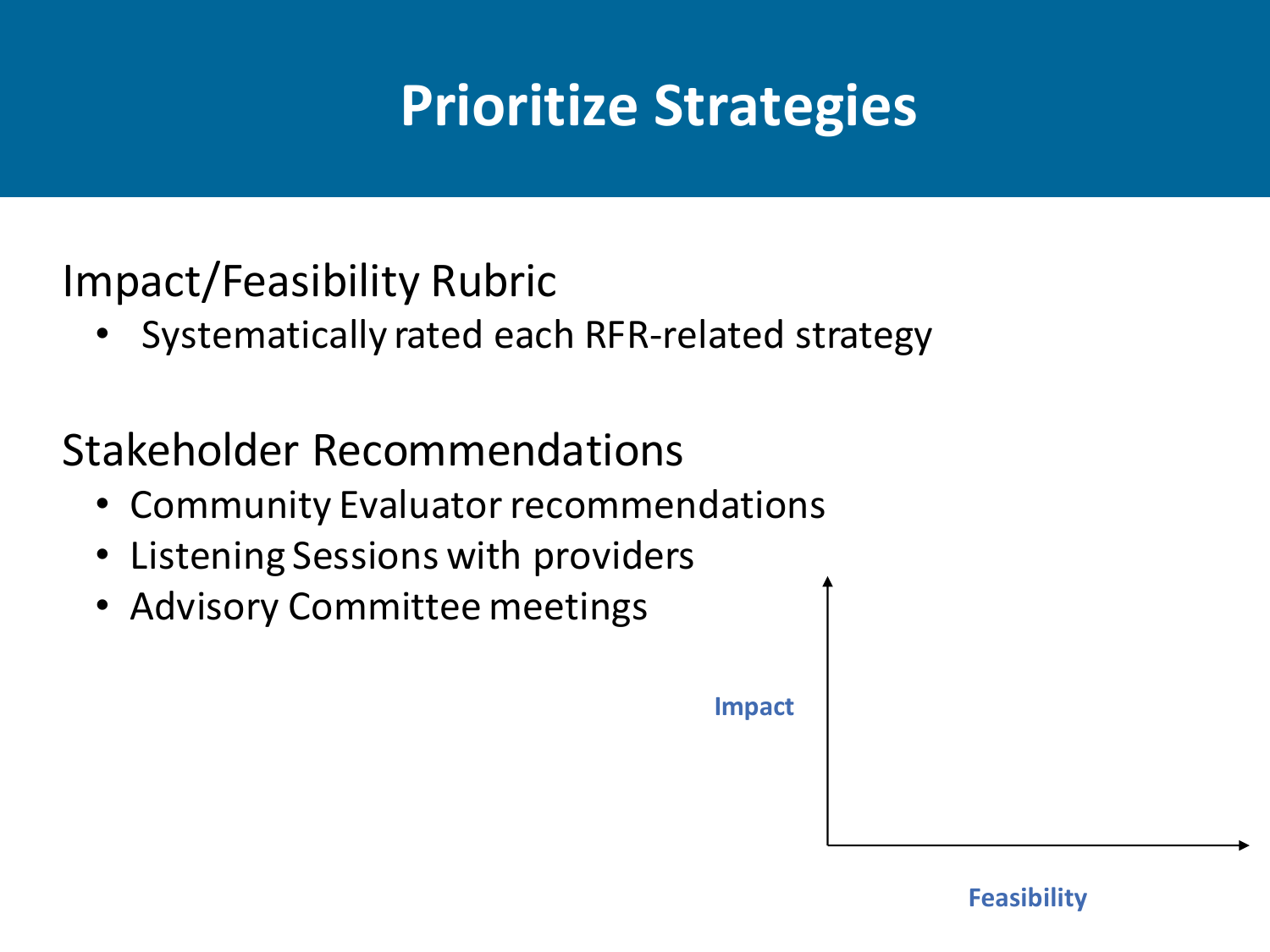# Prioritize Strategies

## Impact/Feasibility Rubric

- Systematically rated each RFR-related strategy

## Stakeholder Recommendations

- Community Evaluator recommendations
- Listening Sessions with providers
- Advisory Committee meetings

Impact

Feasibility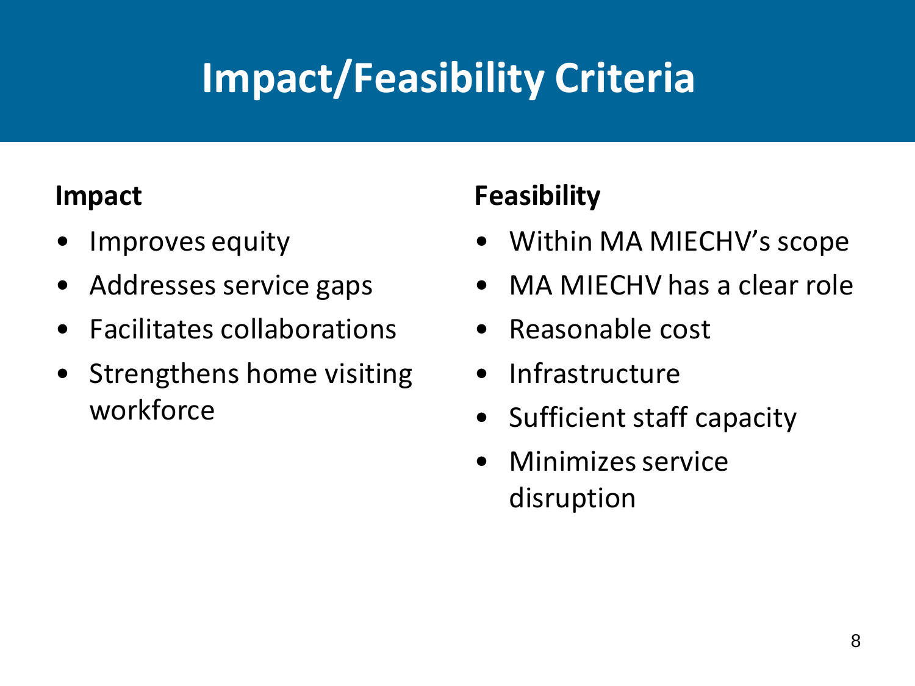# Impact/Feasibility Criteria

**Impact**

- Improves equity
- Addresses service gaps
- Facilitates collaborations
- Strengthens home visiting workforce

**Feasibility**

- Within MA MIECHV's scope
- MA MIECHV has a clear role
- Reasonable cost
- Infrastructure
- Sufficient staff capacity
- Minimizes service disruption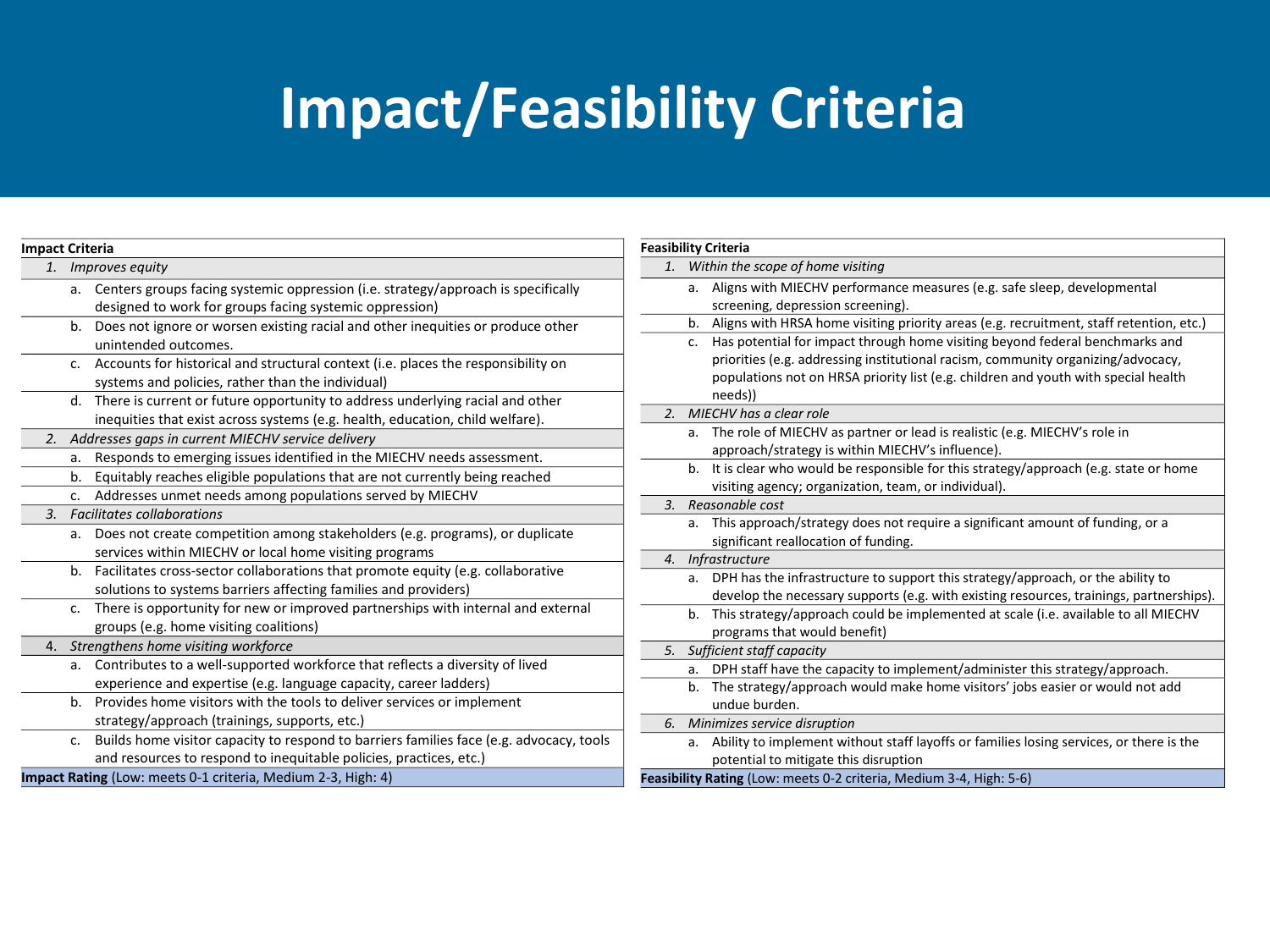# Impact/Feasibility Criteria

| **Impact Criteria** |
|---|
| 1. *Improves equity* |
| a. Centers groups facing systemic oppression (i.e. strategy/approach is specifically designed to work for groups facing systemic oppression) |
| b. Does not ignore or worsen existing racial and other inequities or produce other unintended outcomes. |
| c. Accounts for historical and structural context (i.e. places the responsibility on systems and policies, rather than the individual) |
| d. There is current or future opportunity to address underlying racial and other inequities that exist across systems (e.g. health, education, child welfare). |
| 2. *Addresses gaps in current MIECHV service delivery* |
| a. Responds to emerging issues identified in the MIECHV needs assessment. |
| b. Equitably reaches eligible populations that are not currently being reached |
| c. Addresses unmet needs among populations served by MIECHV |
| 3. *Facilitates collaborations* |
| a. Does not create competition among stakeholders (e.g. programs), or duplicate services within MIECHV or local home visiting programs |
| b. Facilitates cross-sector collaborations that promote equity (e.g. collaborative solutions to systems barriers affecting families and providers) |
| c. There is opportunity for new or improved partnerships with internal and external groups (e.g. home visiting coalitions) |
| 4. *Strengthens home visiting workforce* |
| a. Contributes to a well-supported workforce that reflects a diversity of lived experience and expertise (e.g. language capacity, career ladders) |
| b. Provides home visitors with the tools to deliver services or implement strategy/approach (trainings, supports, etc.) |
| c. Builds home visitor capacity to respond to barriers families face (e.g. advocacy, tools and resources to respond to inequitable policies, practices, etc.) |
| **Impact Rating** (Low: meets 0-1 criteria, Medium 2-3, High: 4) |

| **Feasibility Criteria** |
|---|
| 1. *Within the scope of home visiting* |
| a. Aligns with MIECHV performance measures (e.g. safe sleep, developmental screening, depression screening). |
| b. Aligns with HRSA home visiting priority areas (e.g. recruitment, staff retention, etc.) |
| c. Has potential for impact through home visiting beyond federal benchmarks and priorities (e.g. addressing institutional racism, community organizing/advocacy, populations not on HRSA priority list (e.g. children and youth with special health needs)) |
| 2. *MIECHV has a clear role* |
| a. The role of MIECHV as partner or lead is realistic (e.g. MIECHV's role in approach/strategy is within MIECHV's influence). |
| b. It is clear who would be responsible for this strategy/approach (e.g. state or home visiting agency; organization, team, or individual). |
| 3. *Reasonable cost* |
| a. This approach/strategy does not require a significant amount of funding, or a significant reallocation of funding. |
| 4. *Infrastructure* |
| a. DPH has the infrastructure to support this strategy/approach, or the ability to develop the necessary supports (e.g. with existing resources, trainings, partnerships). |
| b. This strategy/approach could be implemented at scale (i.e. available to all MIECHV programs that would benefit) |
| 5. *Sufficient staff capacity* |
| a. DPH staff have the capacity to implement/administer this strategy/approach. |
| b. The strategy/approach would make home visitors' jobs easier or would not add undue burden. |
| 6. *Minimizes service disruption* |
| a. Ability to implement without staff layoffs or families losing services, or there is the potential to mitigate this disruption |
| **Feasibility Rating** (Low: meets 0-2 criteria, Medium 3-4, High: 5-6) |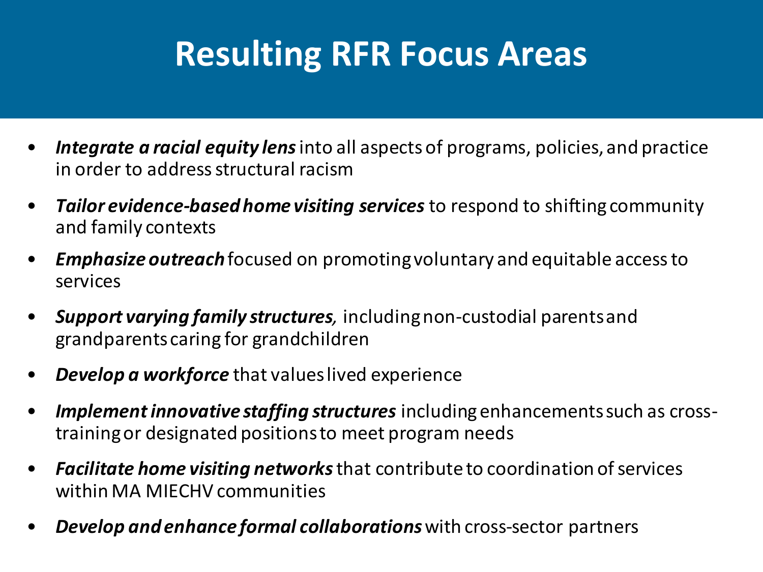# Resulting RFR Focus Areas

- ***Integrate a racial equity lens*** into all aspects of programs, policies, and practice in order to address structural racism
- ***Tailor evidence-based home visiting services*** to respond to shifting community and family contexts
- ***Emphasize outreach*** focused on promoting voluntary and equitable access to services
- ***Support varying family structures,*** including non-custodial parents and grandparents caring for grandchildren
- ***Develop a workforce*** that values lived experience
- ***Implement innovative staffing structures*** including enhancements such as cross-training or designated positions to meet program needs
- ***Facilitate home visiting networks*** that contribute to coordination of services within MA MIECHV communities
- ***Develop and enhance formal collaborations*** with cross-sector partners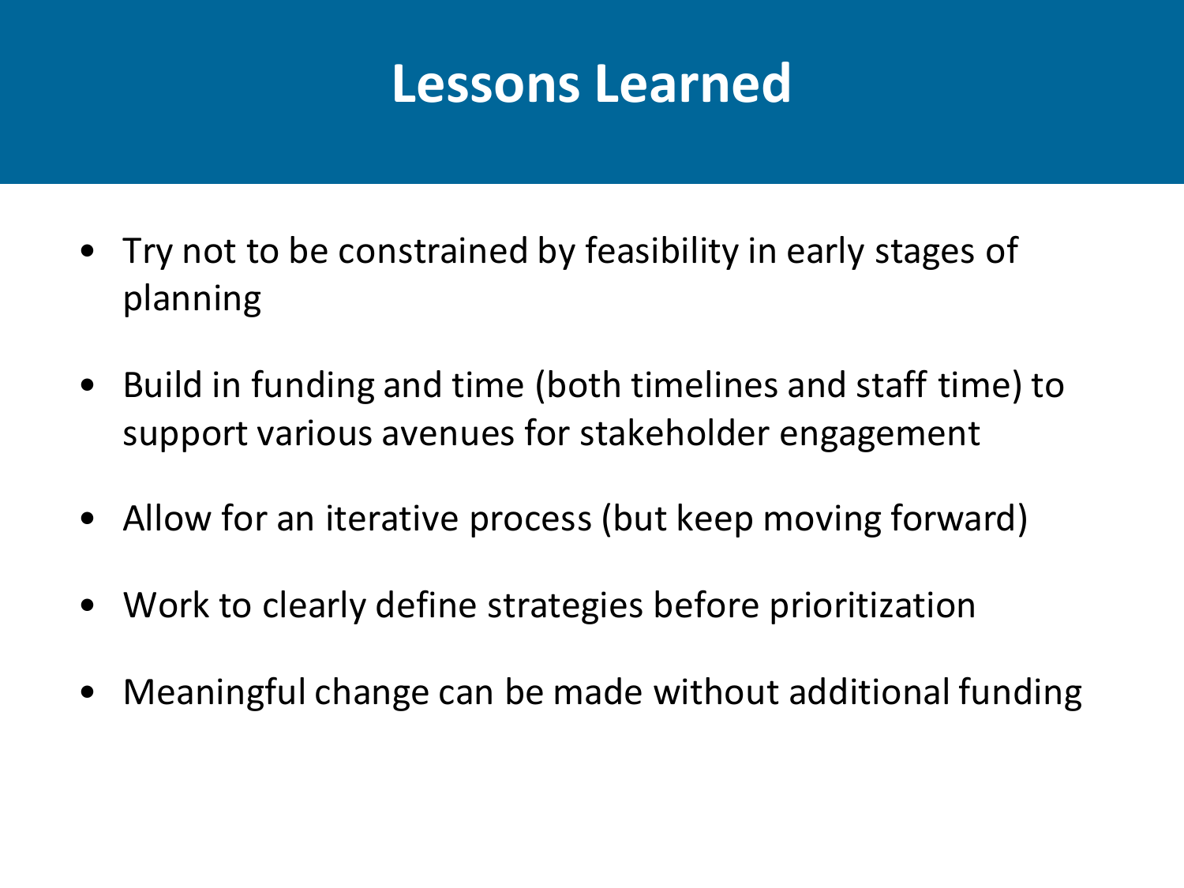# Lessons Learned

- Try not to be constrained by feasibility in early stages of planning
- Build in funding and time (both timelines and staff time) to support various avenues for stakeholder engagement
- Allow for an iterative process (but keep moving forward)
- Work to clearly define strategies before prioritization
- Meaningful change can be made without additional funding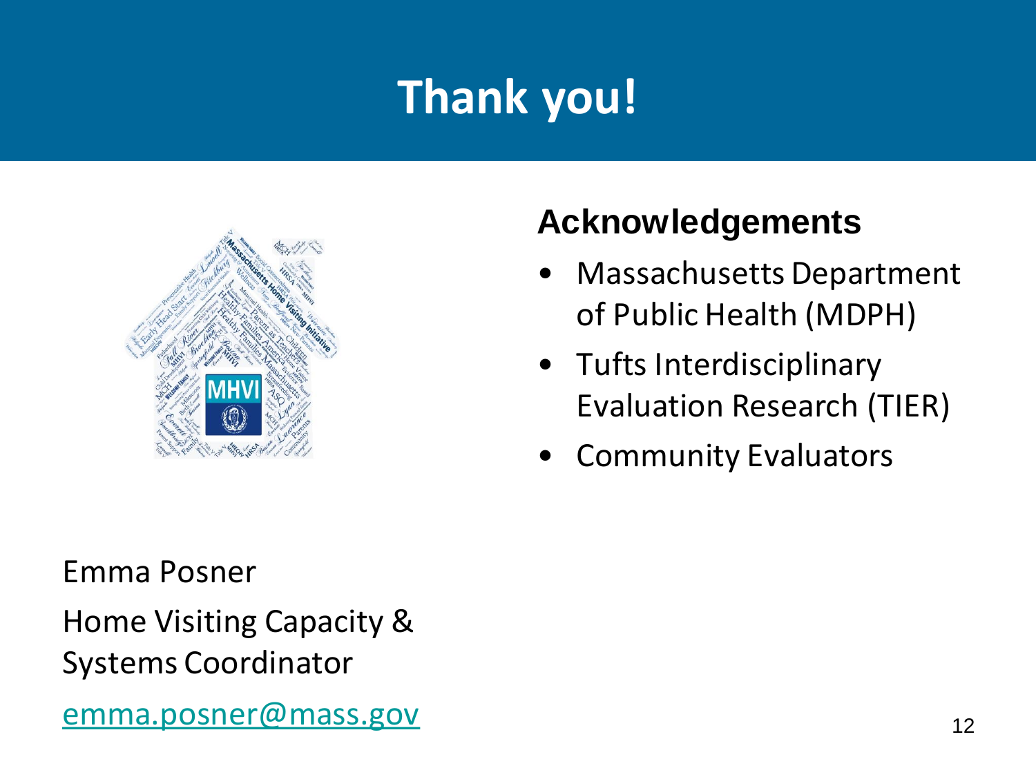# Thank you!

## Acknowledgements

- Massachusetts Department of Public Health (MDPH)
- Tufts Interdisciplinary Evaluation Research (TIER)
- Community Evaluators

Emma Posner

Home Visiting Capacity & Systems Coordinator

emma.posner@mass.gov